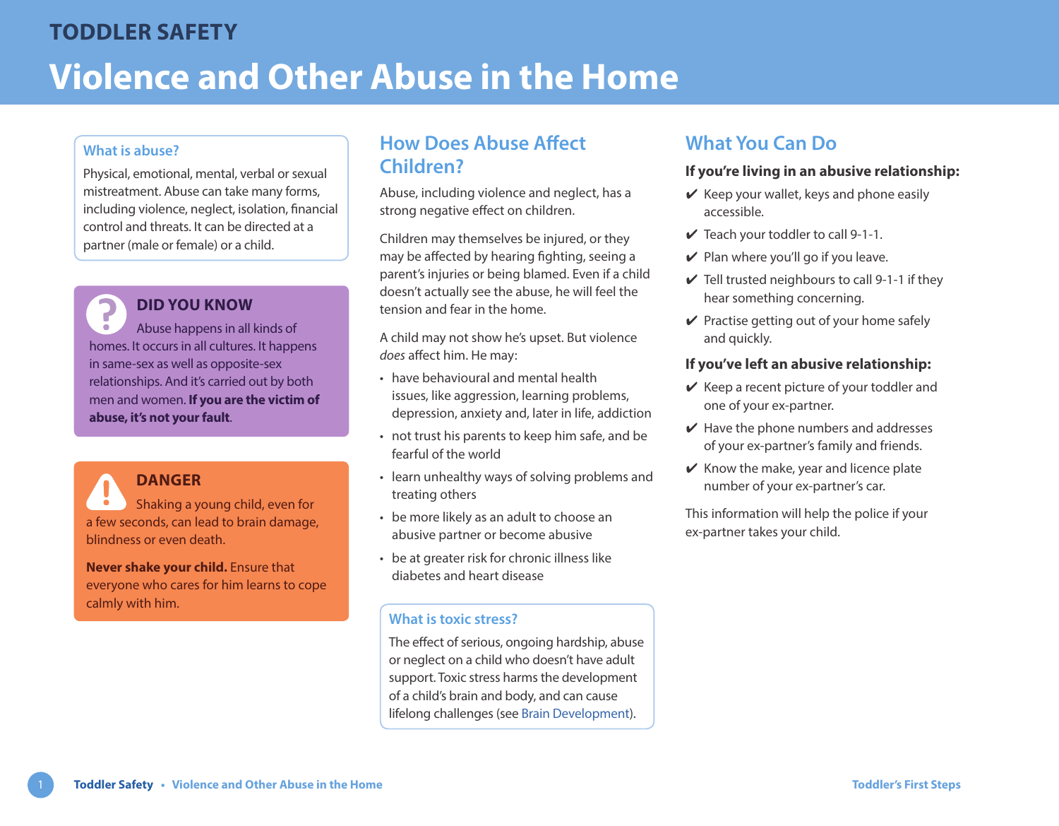# TODDLER SAFETY

# Violence and Other Abuse in the Home

### What is abuse?

Physical, emotional, mental, verbal or sexual mistreatment. Abuse can take many forms, including violence, neglect, isolation, financial control and threats. It can be directed at a partner (male or female) or a child.

### DID YOU KNOW

Abuse happens in all kinds of homes. It occurs in all cultures. It happens in same-sex as well as opposite-sex relationships. And it's carried out by both men and women. **If you are the victim of abuse, it's not your fault**.

### DANGER

Shaking a young child, even for a few seconds, can lead to brain damage, blindness or even death.

**Never shake your child.** Ensure that everyone who cares for him learns to cope calmly with him.

## How Does Abuse Affect Children?

Abuse, including violence and neglect, has a strong negative effect on children.

Children may themselves be injured, or they may be affected by hearing fighting, seeing a parent's injuries or being blamed. Even if a child doesn't actually see the abuse, he will feel the tension and fear in the home.

A child may not show he's upset. But violence *does* affect him. He may:

- have behavioural and mental health issues, like aggression, learning problems, depression, anxiety and, later in life, addiction
- not trust his parents to keep him safe, and be fearful of the world
- learn unhealthy ways of solving problems and treating others
- be more likely as an adult to choose an abusive partner or become abusive
- be at greater risk for chronic illness like diabetes and heart disease

### What is toxic stress?

The effect of serious, ongoing hardship, abuse or neglect on a child who doesn't have adult support. Toxic stress harms the development of a child's brain and body, and can cause lifelong challenges (see Brain Development).

## What You Can Do

**If you're living in an abusive relationship:**

- ✔ Keep your wallet, keys and phone easily accessible.
- ✔ Teach your toddler to call 9-1-1.
- ✔ Plan where you'll go if you leave.
- ✔ Tell trusted neighbours to call 9-1-1 if they hear something concerning.
- ✔ Practise getting out of your home safely and quickly.

**If you've left an abusive relationship:**

- ✔ Keep a recent picture of your toddler and one of your ex-partner.
- ✔ Have the phone numbers and addresses of your ex-partner's family and friends.
- ✔ Know the make, year and licence plate number of your ex-partner's car.

This information will help the police if your ex-partner takes your child.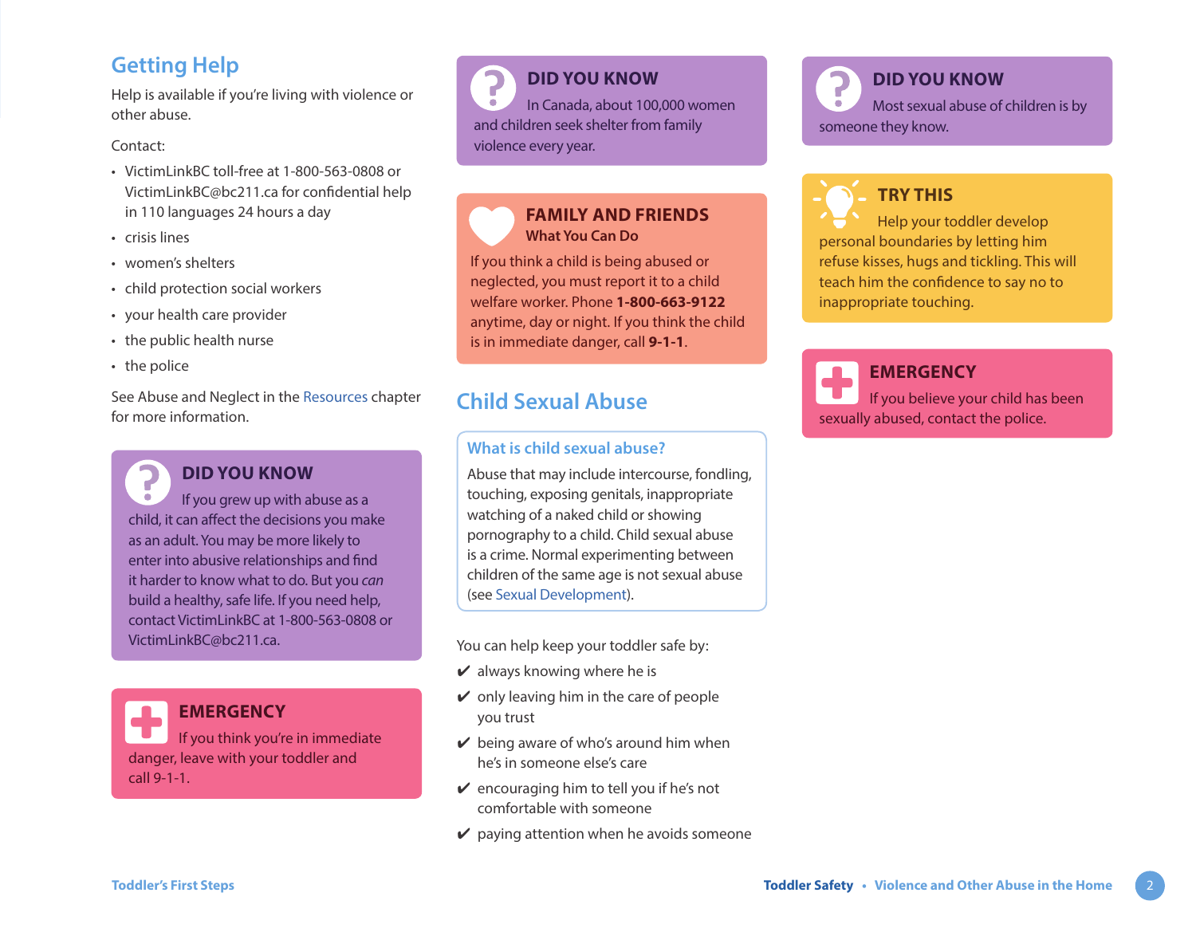## Getting Help

Help is available if you're living with violence or other abuse.

Contact:

- VictimLinkBC toll-free at 1-800-563-0808 or VictimLinkBC@bc211.ca for confidential help in 110 languages 24 hours a day
- crisis lines
- women's shelters
- child protection social workers
- your health care provider
- the public health nurse
- the police

See Abuse and Neglect in the Resources chapter for more information.

### DID YOU KNOW

If you grew up with abuse as a child, it can affect the decisions you make as an adult. You may be more likely to enter into abusive relationships and find it harder to know what to do. But you *can* build a healthy, safe life. If you need help, contact VictimLinkBC at 1-800-563-0808 or VictimLinkBC@bc211.ca.

### EMERGENCY

If you think you're in immediate danger, leave with your toddler and call 9-1-1.

### DID YOU KNOW

In Canada, about 100,000 women and children seek shelter from family violence every year.

### FAMILY AND FRIENDS

**What You Can Do**

If you think a child is being abused or neglected, you must report it to a child welfare worker. Phone **1-800-663-9122** anytime, day or night. If you think the child is in immediate danger, call **9-1-1**.

## Child Sexual Abuse

### What is child sexual abuse?

Abuse that may include intercourse, fondling, touching, exposing genitals, inappropriate watching of a naked child or showing pornography to a child. Child sexual abuse is a crime. Normal experimenting between children of the same age is not sexual abuse (see Sexual Development).

You can help keep your toddler safe by:

- ✔ always knowing where he is
- ✔ only leaving him in the care of people you trust
- ✔ being aware of who's around him when he's in someone else's care
- ✔ encouraging him to tell you if he's not comfortable with someone
- ✔ paying attention when he avoids someone

### DID YOU KNOW

Most sexual abuse of children is by someone they know.

### TRY THIS

Help your toddler develop personal boundaries by letting him refuse kisses, hugs and tickling. This will teach him the confidence to say no to inappropriate touching.

### EMERGENCY

If you believe your child has been sexually abused, contact the police.